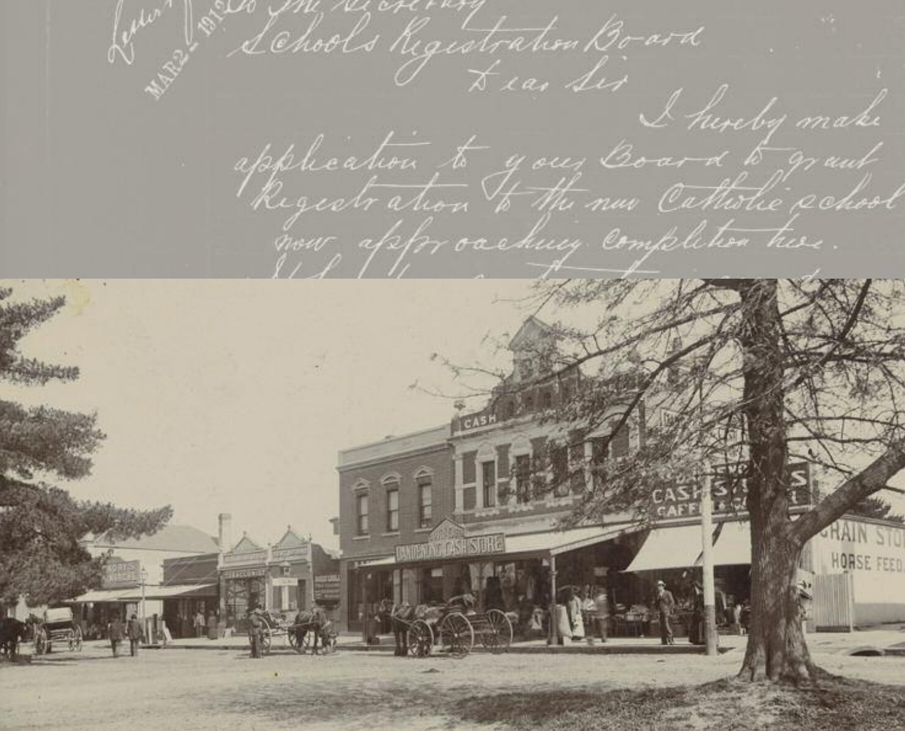MAR 2 1912

To The Secretary
Schools Registration Board

Dear Sir

I hereby make application to your Board to grant Registration to the new Catholic school now approaching completion here.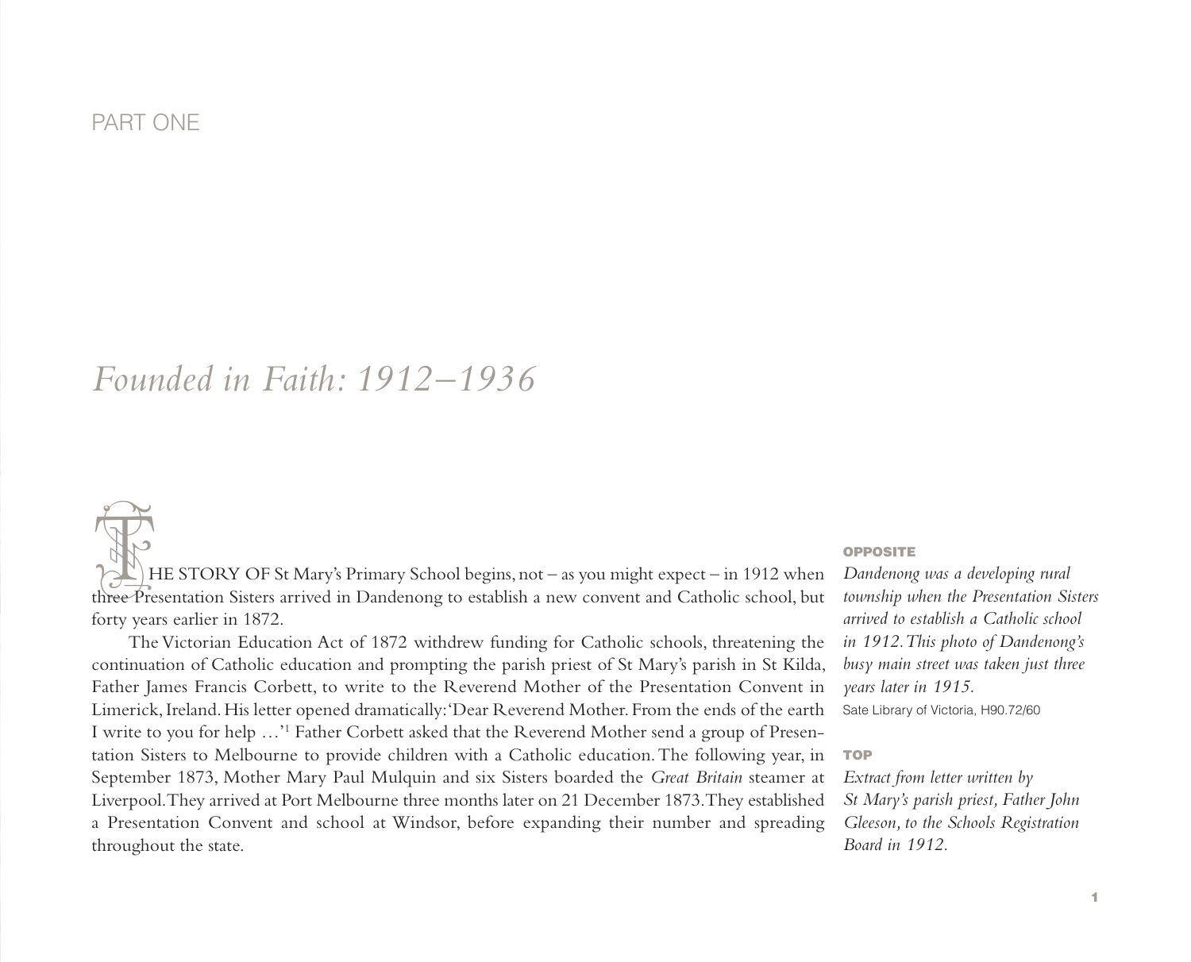PART ONE

# *Founded in Faith: 1912–1936*

THE STORY OF St Mary's Primary School begins, not – as you might expect – in 1912 when three Presentation Sisters arrived in Dandenong to establish a new convent and Catholic school, but forty years earlier in 1872.

The Victorian Education Act of 1872 withdrew funding for Catholic schools, threatening the continuation of Catholic education and prompting the parish priest of St Mary's parish in St Kilda, Father James Francis Corbett, to write to the Reverend Mother of the Presentation Convent in Limerick, Ireland. His letter opened dramatically: 'Dear Reverend Mother. From the ends of the earth I write to you for help …'[1] Father Corbett asked that the Reverend Mother send a group of Presentation Sisters to Melbourne to provide children with a Catholic education. The following year, in September 1873, Mother Mary Paul Mulquin and six Sisters boarded the *Great Britain* steamer at Liverpool. They arrived at Port Melbourne three months later on 21 December 1873. They established a Presentation Convent and school at Windsor, before expanding their number and spreading throughout the state.

**OPPOSITE**

*Dandenong was a developing rural township when the Presentation Sisters arrived to establish a Catholic school in 1912. This photo of Dandenong's busy main street was taken just three years later in 1915.*

Sate Library of Victoria, H90.72/60

**TOP**

*Extract from letter written by St Mary's parish priest, Father John Gleeson, to the Schools Registration Board in 1912.*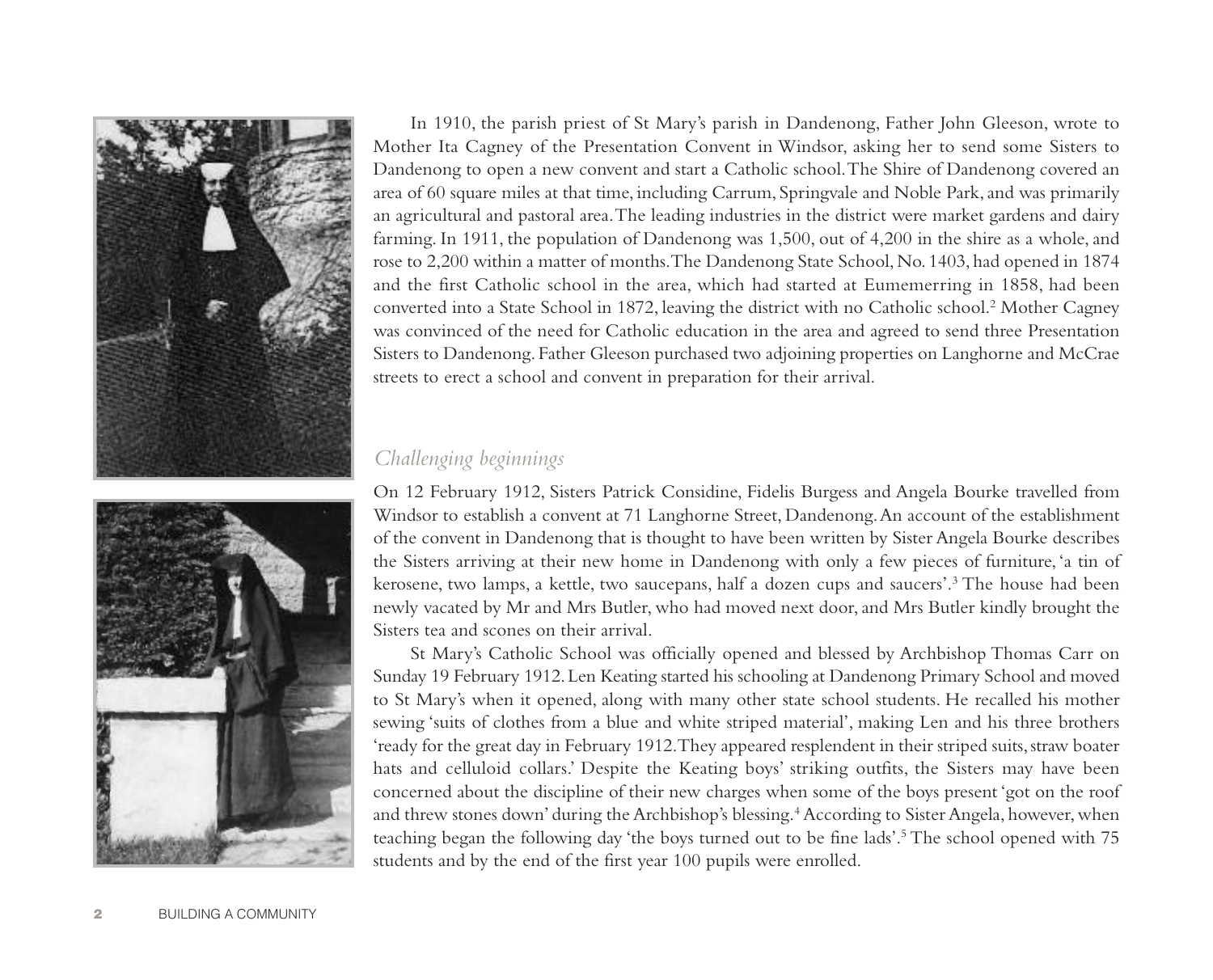In 1910, the parish priest of St Mary's parish in Dandenong, Father John Gleeson, wrote to Mother Ita Cagney of the Presentation Convent in Windsor, asking her to send some Sisters to Dandenong to open a new convent and start a Catholic school. The Shire of Dandenong covered an area of 60 square miles at that time, including Carrum, Springvale and Noble Park, and was primarily an agricultural and pastoral area. The leading industries in the district were market gardens and dairy farming. In 1911, the population of Dandenong was 1,500, out of 4,200 in the shire as a whole, and rose to 2,200 within a matter of months. The Dandenong State School, No. 1403, had opened in 1874 and the first Catholic school in the area, which had started at Eumemerring in 1858, had been converted into a State School in 1872, leaving the district with no Catholic school.[2] Mother Cagney was convinced of the need for Catholic education in the area and agreed to send three Presentation Sisters to Dandenong. Father Gleeson purchased two adjoining properties on Langhorne and McCrae streets to erect a school and convent in preparation for their arrival.

## *Challenging beginnings*

On 12 February 1912, Sisters Patrick Considine, Fidelis Burgess and Angela Bourke travelled from Windsor to establish a convent at 71 Langhorne Street, Dandenong. An account of the establishment of the convent in Dandenong that is thought to have been written by Sister Angela Bourke describes the Sisters arriving at their new home in Dandenong with only a few pieces of furniture, 'a tin of kerosene, two lamps, a kettle, two saucepans, half a dozen cups and saucers'.[3] The house had been newly vacated by Mr and Mrs Butler, who had moved next door, and Mrs Butler kindly brought the Sisters tea and scones on their arrival.

St Mary's Catholic School was officially opened and blessed by Archbishop Thomas Carr on Sunday 19 February 1912. Len Keating started his schooling at Dandenong Primary School and moved to St Mary's when it opened, along with many other state school students. He recalled his mother sewing 'suits of clothes from a blue and white striped material', making Len and his three brothers 'ready for the great day in February 1912. They appeared resplendent in their striped suits, straw boater hats and celluloid collars.' Despite the Keating boys' striking outfits, the Sisters may have been concerned about the discipline of their new charges when some of the boys present 'got on the roof and threw stones down' during the Archbishop's blessing.[4] According to Sister Angela, however, when teaching began the following day 'the boys turned out to be fine lads'.[5] The school opened with 75 students and by the end of the first year 100 pupils were enrolled.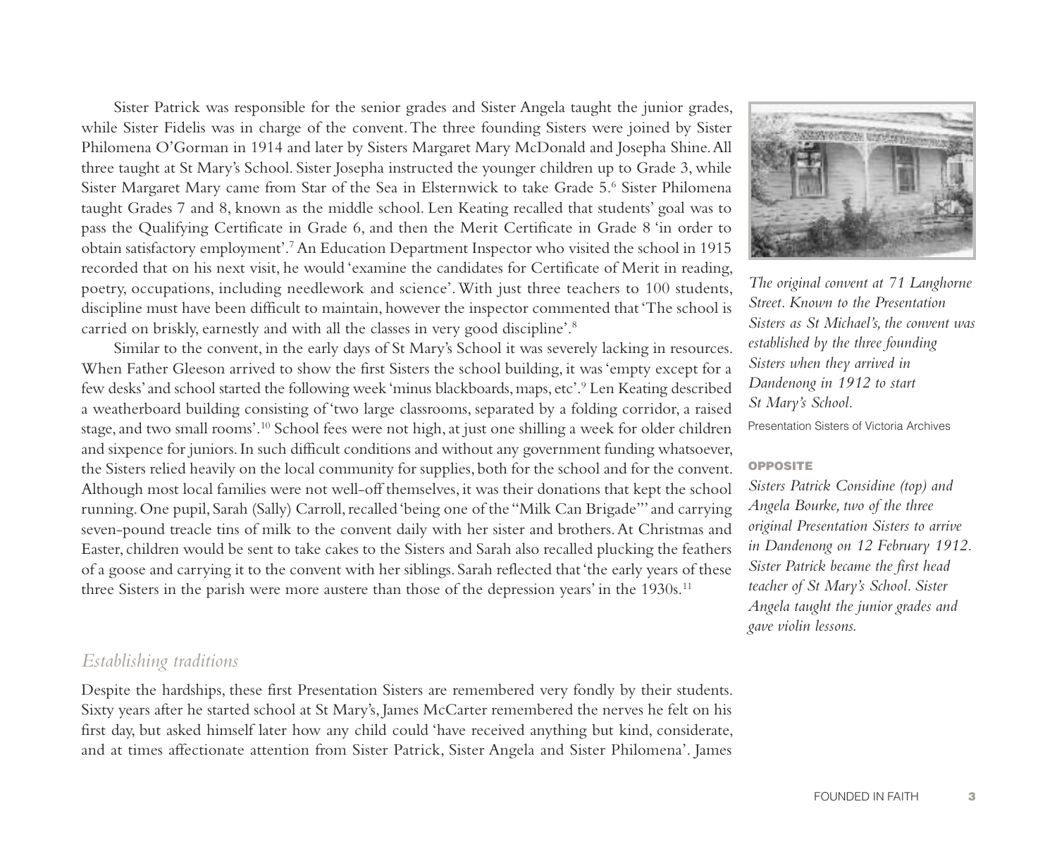Sister Patrick was responsible for the senior grades and Sister Angela taught the junior grades, while Sister Fidelis was in charge of the convent. The three founding Sisters were joined by Sister Philomena O'Gorman in 1914 and later by Sisters Margaret Mary McDonald and Josepha Shine. All three taught at St Mary's School. Sister Josepha instructed the younger children up to Grade 3, while Sister Margaret Mary came from Star of the Sea in Elsternwick to take Grade 5.[6] Sister Philomena taught Grades 7 and 8, known as the middle school. Len Keating recalled that students' goal was to pass the Qualifying Certificate in Grade 6, and then the Merit Certificate in Grade 8 'in order to obtain satisfactory employment'.[7] An Education Department Inspector who visited the school in 1915 recorded that on his next visit, he would 'examine the candidates for Certificate of Merit in reading, poetry, occupations, including needlework and science'. With just three teachers to 100 students, discipline must have been difficult to maintain, however the inspector commented that 'The school is carried on briskly, earnestly and with all the classes in very good discipline'.[8]

Similar to the convent, in the early days of St Mary's School it was severely lacking in resources. When Father Gleeson arrived to show the first Sisters the school building, it was 'empty except for a few desks' and school started the following week 'minus blackboards, maps, etc'.[9] Len Keating described a weatherboard building consisting of 'two large classrooms, separated by a folding corridor, a raised stage, and two small rooms'.[10] School fees were not high, at just one shilling a week for older children and sixpence for juniors. In such difficult conditions and without any government funding whatsoever, the Sisters relied heavily on the local community for supplies, both for the school and for the convent. Although most local families were not well-off themselves, it was their donations that kept the school running. One pupil, Sarah (Sally) Carroll, recalled 'being one of the "Milk Can Brigade"' and carrying seven-pound treacle tins of milk to the convent daily with her sister and brothers. At Christmas and Easter, children would be sent to take cakes to the Sisters and Sarah also recalled plucking the feathers of a goose and carrying it to the convent with her siblings. Sarah reflected that 'the early years of these three Sisters in the parish were more austere than those of the depression years' in the 1930s.[11]

*The original convent at 71 Langhorne Street. Known to the Presentation Sisters as St Michael's, the convent was established by the three founding Sisters when they arrived in Dandenong in 1912 to start St Mary's School.*

Presentation Sisters of Victoria Archives

**OPPOSITE**

*Sisters Patrick Considine (top) and Angela Bourke, two of the three original Presentation Sisters to arrive in Dandenong on 12 February 1912. Sister Patrick became the first head teacher of St Mary's School. Sister Angela taught the junior grades and gave violin lessons.*

## *Establishing traditions*

Despite the hardships, these first Presentation Sisters are remembered very fondly by their students. Sixty years after he started school at St Mary's, James McCarter remembered the nerves he felt on his first day, but asked himself later how any child could 'have received anything but kind, considerate, and at times affectionate attention from Sister Patrick, Sister Angela and Sister Philomena'. James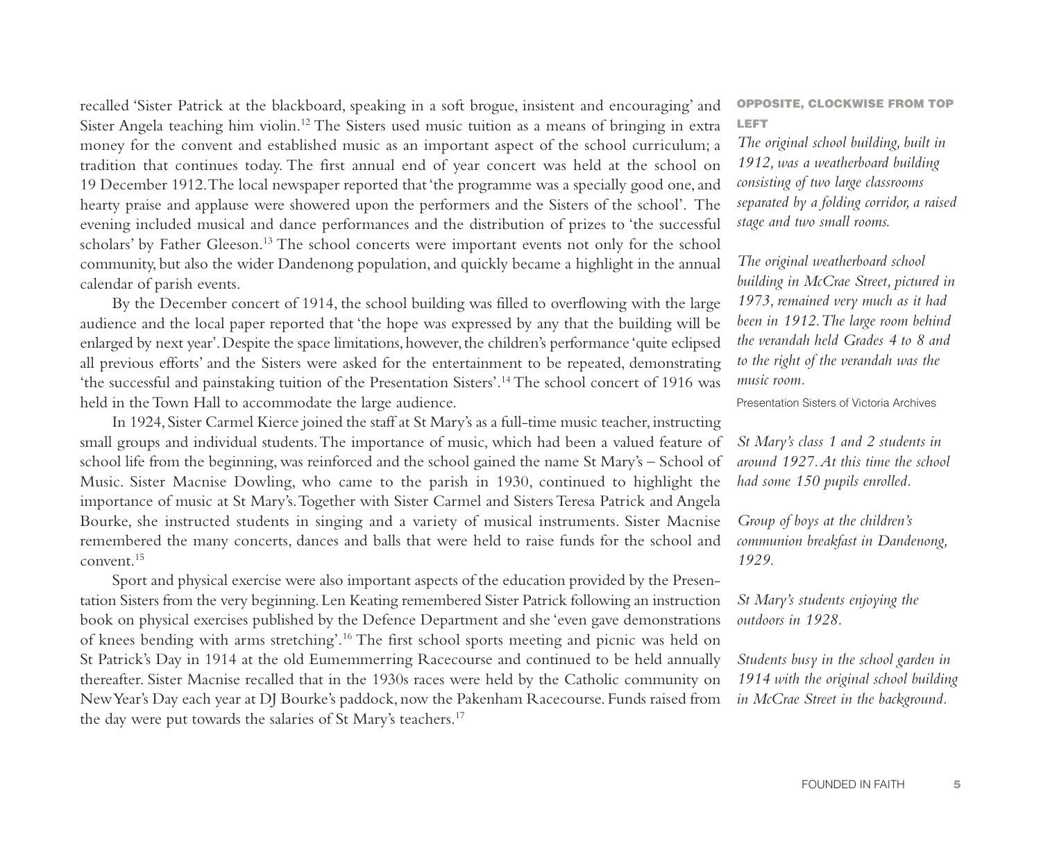recalled 'Sister Patrick at the blackboard, speaking in a soft brogue, insistent and encouraging' and Sister Angela teaching him violin.[12] The Sisters used music tuition as a means of bringing in extra money for the convent and established music as an important aspect of the school curriculum; a tradition that continues today. The first annual end of year concert was held at the school on 19 December 1912. The local newspaper reported that 'the programme was a specially good one, and hearty praise and applause were showered upon the performers and the Sisters of the school'. The evening included musical and dance performances and the distribution of prizes to 'the successful scholars' by Father Gleeson.[13] The school concerts were important events not only for the school community, but also the wider Dandenong population, and quickly became a highlight in the annual calendar of parish events.

By the December concert of 1914, the school building was filled to overflowing with the large audience and the local paper reported that 'the hope was expressed by any that the building will be enlarged by next year'. Despite the space limitations, however, the children's performance 'quite eclipsed all previous efforts' and the Sisters were asked for the entertainment to be repeated, demonstrating 'the successful and painstaking tuition of the Presentation Sisters'.[14] The school concert of 1916 was held in the Town Hall to accommodate the large audience.

In 1924, Sister Carmel Kierce joined the staff at St Mary's as a full-time music teacher, instructing small groups and individual students. The importance of music, which had been a valued feature of school life from the beginning, was reinforced and the school gained the name St Mary's – School of Music. Sister Macnise Dowling, who came to the parish in 1930, continued to highlight the importance of music at St Mary's. Together with Sister Carmel and Sisters Teresa Patrick and Angela Bourke, she instructed students in singing and a variety of musical instruments. Sister Macnise remembered the many concerts, dances and balls that were held to raise funds for the school and convent.[15]

Sport and physical exercise were also important aspects of the education provided by the Presentation Sisters from the very beginning. Len Keating remembered Sister Patrick following an instruction book on physical exercises published by the Defence Department and she 'even gave demonstrations of knees bending with arms stretching'.[16] The first school sports meeting and picnic was held on St Patrick's Day in 1914 at the old Eumemmerring Racecourse and continued to be held annually thereafter. Sister Macnise recalled that in the 1930s races were held by the Catholic community on New Year's Day each year at DJ Bourke's paddock, now the Pakenham Racecourse. Funds raised from the day were put towards the salaries of St Mary's teachers.[17]

**OPPOSITE, CLOCKWISE FROM TOP LEFT**

*The original school building, built in 1912, was a weatherboard building consisting of two large classrooms separated by a folding corridor, a raised stage and two small rooms.*

*The original weatherboard school building in McCrae Street, pictured in 1973, remained very much as it had been in 1912. The large room behind the verandah held Grades 4 to 8 and to the right of the verandah was the music room.*

Presentation Sisters of Victoria Archives

*St Mary's class 1 and 2 students in around 1927. At this time the school had some 150 pupils enrolled.*

*Group of boys at the children's communion breakfast in Dandenong, 1929.*

*St Mary's students enjoying the outdoors in 1928.*

*Students busy in the school garden in 1914 with the original school building in McCrae Street in the background.*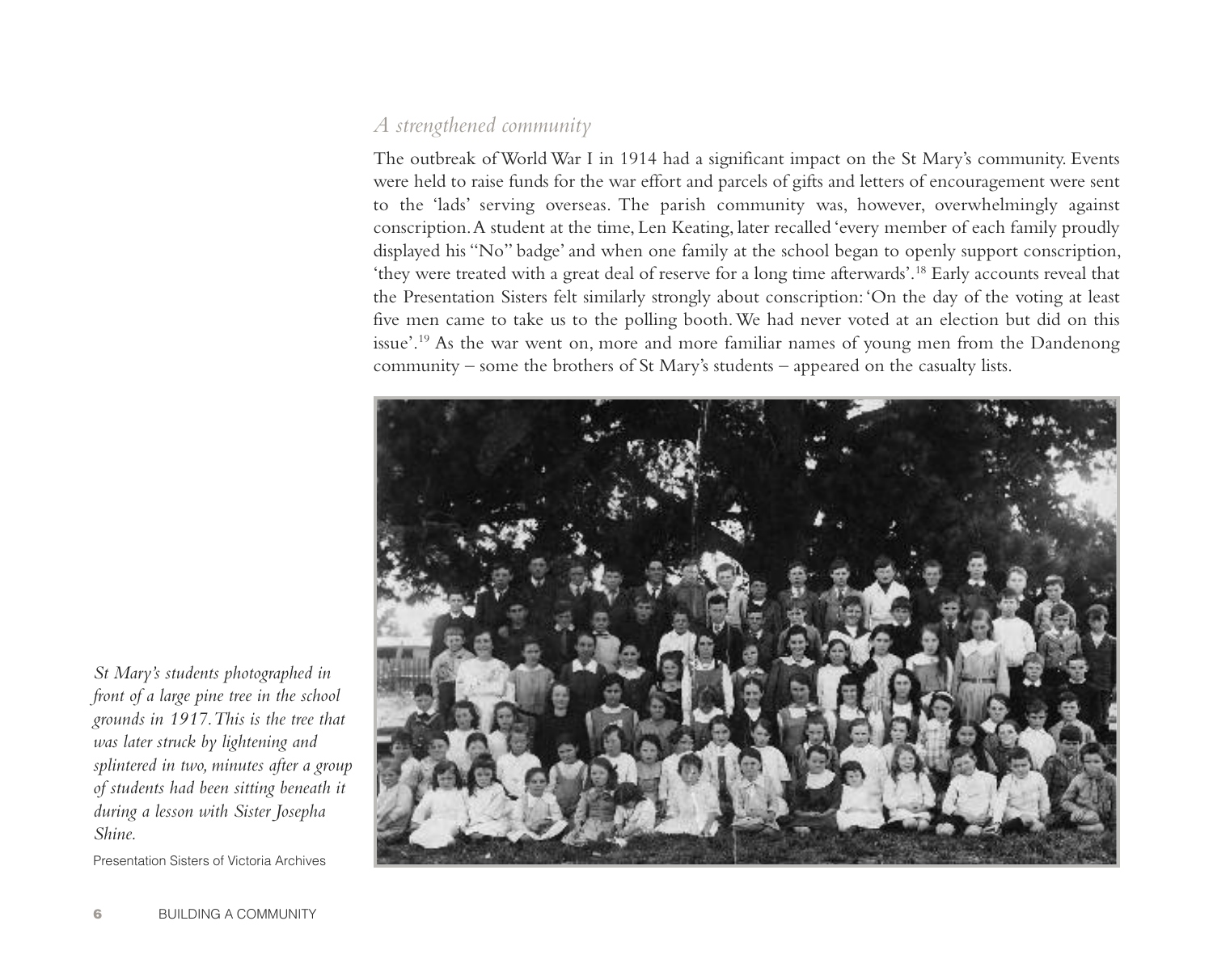## *A strengthened community*

The outbreak of World War I in 1914 had a significant impact on the St Mary's community. Events were held to raise funds for the war effort and parcels of gifts and letters of encouragement were sent to the 'lads' serving overseas. The parish community was, however, overwhelmingly against conscription. A student at the time, Len Keating, later recalled 'every member of each family proudly displayed his "No" badge' and when one family at the school began to openly support conscription, 'they were treated with a great deal of reserve for a long time afterwards'.[18] Early accounts reveal that the Presentation Sisters felt similarly strongly about conscription: 'On the day of the voting at least five men came to take us to the polling booth. We had never voted at an election but did on this issue'.[19] As the war went on, more and more familiar names of young men from the Dandenong community – some the brothers of St Mary's students – appeared on the casualty lists.

*St Mary's students photographed in front of a large pine tree in the school grounds in 1917. This is the tree that was later struck by lightening and splintered in two, minutes after a group of students had been sitting beneath it during a lesson with Sister Josepha Shine.*

Presentation Sisters of Victoria Archives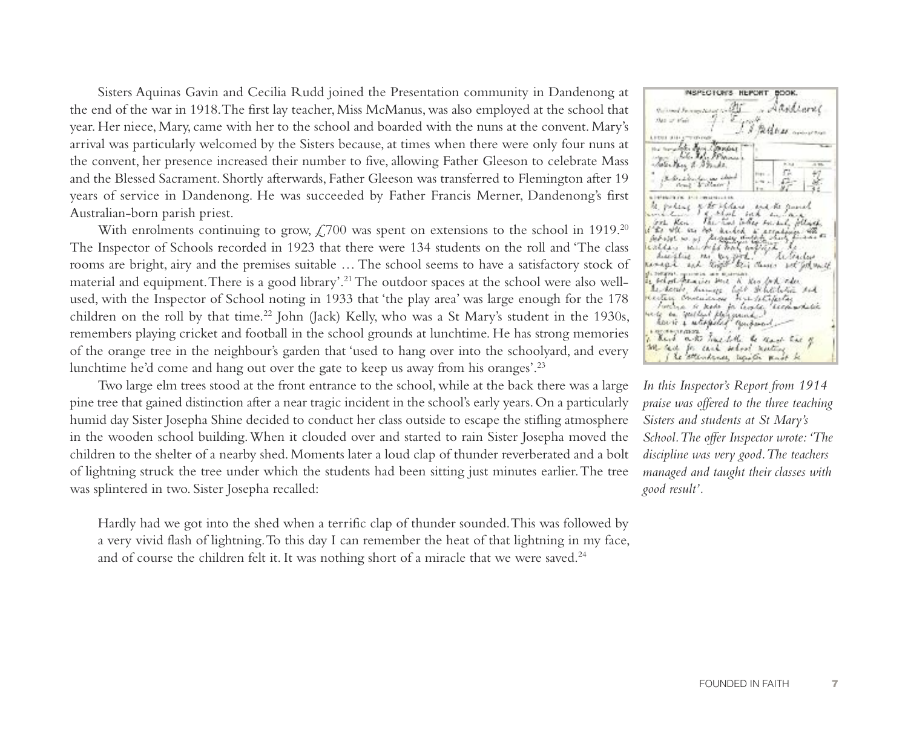Sisters Aquinas Gavin and Cecilia Rudd joined the Presentation community in Dandenong at the end of the war in 1918. The first lay teacher, Miss McManus, was also employed at the school that year. Her niece, Mary, came with her to the school and boarded with the nuns at the convent. Mary's arrival was particularly welcomed by the Sisters because, at times when there were only four nuns at the convent, her presence increased their number to five, allowing Father Gleeson to celebrate Mass and the Blessed Sacrament. Shortly afterwards, Father Gleeson was transferred to Flemington after 19 years of service in Dandenong. He was succeeded by Father Francis Merner, Dandenong's first Australian-born parish priest.

With enrolments continuing to grow, £700 was spent on extensions to the school in 1919.[20] The Inspector of Schools recorded in 1923 that there were 134 students on the roll and 'The class rooms are bright, airy and the premises suitable … The school seems to have a satisfactory stock of material and equipment. There is a good library'.[21] The outdoor spaces at the school were also well-used, with the Inspector of School noting in 1933 that 'the play area' was large enough for the 178 children on the roll by that time.[22] John (Jack) Kelly, who was a St Mary's student in the 1930s, remembers playing cricket and football in the school grounds at lunchtime. He has strong memories of the orange tree in the neighbour's garden that 'used to hang over into the schoolyard, and every lunchtime he'd come and hang out over the gate to keep us away from his oranges'.[23]

Two large elm trees stood at the front entrance to the school, while at the back there was a large pine tree that gained distinction after a near tragic incident in the school's early years. On a particularly humid day Sister Josepha Shine decided to conduct her class outside to escape the stifling atmosphere in the wooden school building. When it clouded over and started to rain Sister Josepha moved the children to the shelter of a nearby shed. Moments later a loud clap of thunder reverberated and a bolt of lightning struck the tree under which the students had been sitting just minutes earlier. The tree was splintered in two. Sister Josepha recalled:

> Hardly had we got into the shed when a terrific clap of thunder sounded. This was followed by a very vivid flash of lightning. To this day I can remember the heat of that lightning in my face, and of course the children felt it. It was nothing short of a miracle that we were saved.[24]

*In this Inspector's Report from 1914 praise was offered to the three teaching Sisters and students at St Mary's School. The offer Inspector wrote: 'The discipline was very good. The teachers managed and taught their classes with good result'.*